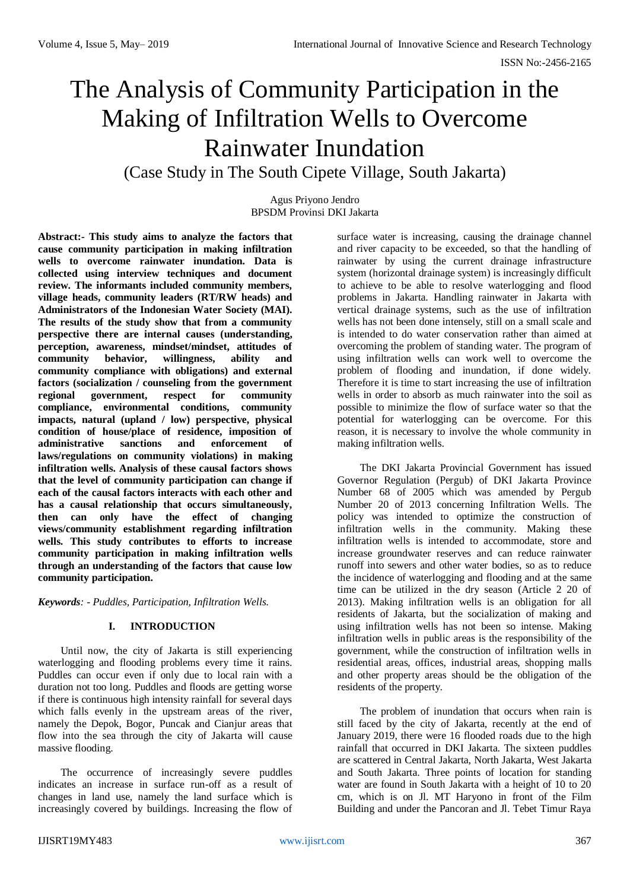# The Analysis of Community Participation in the Making of Infiltration Wells to Overcome Rainwater Inundation

(Case Study in The South Cipete Village, South Jakarta)

Agus Priyono Jendro
BPSDM Provinsi DKI Jakarta

**Abstract:- This study aims to analyze the factors that cause community participation in making infiltration wells to overcome rainwater inundation. Data is collected using interview techniques and document review. The informants included community members, village heads, community leaders (RT/RW heads) and Administrators of the Indonesian Water Society (MAI). The results of the study show that from a community perspective there are internal causes (understanding, perception, awareness, mindset/mindset, attitudes of community behavior, willingness, ability and community compliance with obligations) and external factors (socialization / counseling from the government regional government, respect for community compliance, environmental conditions, community impacts, natural (upland / low) perspective, physical condition of house/place of residence, imposition of administrative sanctions and enforcement of laws/regulations on community violations) in making infiltration wells. Analysis of these causal factors shows that the level of community participation can change if each of the causal factors interacts with each other and has a causal relationship that occurs simultaneously, then can only have the effect of changing views/community establishment regarding infiltration wells. This study contributes to efforts to increase community participation in making infiltration wells through an understanding of the factors that cause low community participation.**

***Keywords**: - Puddles, Participation, Infiltration Wells.*

## I. INTRODUCTION

Until now, the city of Jakarta is still experiencing waterlogging and flooding problems every time it rains. Puddles can occur even if only due to local rain with a duration not too long. Puddles and floods are getting worse if there is continuous high intensity rainfall for several days which falls evenly in the upstream areas of the river, namely the Depok, Bogor, Puncak and Cianjur areas that flow into the sea through the city of Jakarta will cause massive flooding.

The occurrence of increasingly severe puddles indicates an increase in surface run-off as a result of changes in land use, namely the land surface which is increasingly covered by buildings. Increasing the flow of surface water is increasing, causing the drainage channel and river capacity to be exceeded, so that the handling of rainwater by using the current drainage infrastructure system (horizontal drainage system) is increasingly difficult to achieve to be able to resolve waterlogging and flood problems in Jakarta. Handling rainwater in Jakarta with vertical drainage systems, such as the use of infiltration wells has not been done intensely, still on a small scale and is intended to do water conservation rather than aimed at overcoming the problem of standing water. The program of using infiltration wells can work well to overcome the problem of flooding and inundation, if done widely. Therefore it is time to start increasing the use of infiltration wells in order to absorb as much rainwater into the soil as possible to minimize the flow of surface water so that the potential for waterlogging can be overcome. For this reason, it is necessary to involve the whole community in making infiltration wells.

The DKI Jakarta Provincial Government has issued Governor Regulation (Pergub) of DKI Jakarta Province Number 68 of 2005 which was amended by Pergub Number 20 of 2013 concerning Infiltration Wells. The policy was intended to optimize the construction of infiltration wells in the community. Making these infiltration wells is intended to accommodate, store and increase groundwater reserves and can reduce rainwater runoff into sewers and other water bodies, so as to reduce the incidence of waterlogging and flooding and at the same time can be utilized in the dry season (Article 2 20 of 2013). Making infiltration wells is an obligation for all residents of Jakarta, but the socialization of making and using infiltration wells has not been so intense. Making infiltration wells in public areas is the responsibility of the government, while the construction of infiltration wells in residential areas, offices, industrial areas, shopping malls and other property areas should be the obligation of the residents of the property.

The problem of inundation that occurs when rain is still faced by the city of Jakarta, recently at the end of January 2019, there were 16 flooded roads due to the high rainfall that occurred in DKI Jakarta. The sixteen puddles are scattered in Central Jakarta, North Jakarta, West Jakarta and South Jakarta. Three points of location for standing water are found in South Jakarta with a height of 10 to 20 cm, which is on Jl. MT Haryono in front of the Film Building and under the Pancoran and Jl. Tebet Timur Raya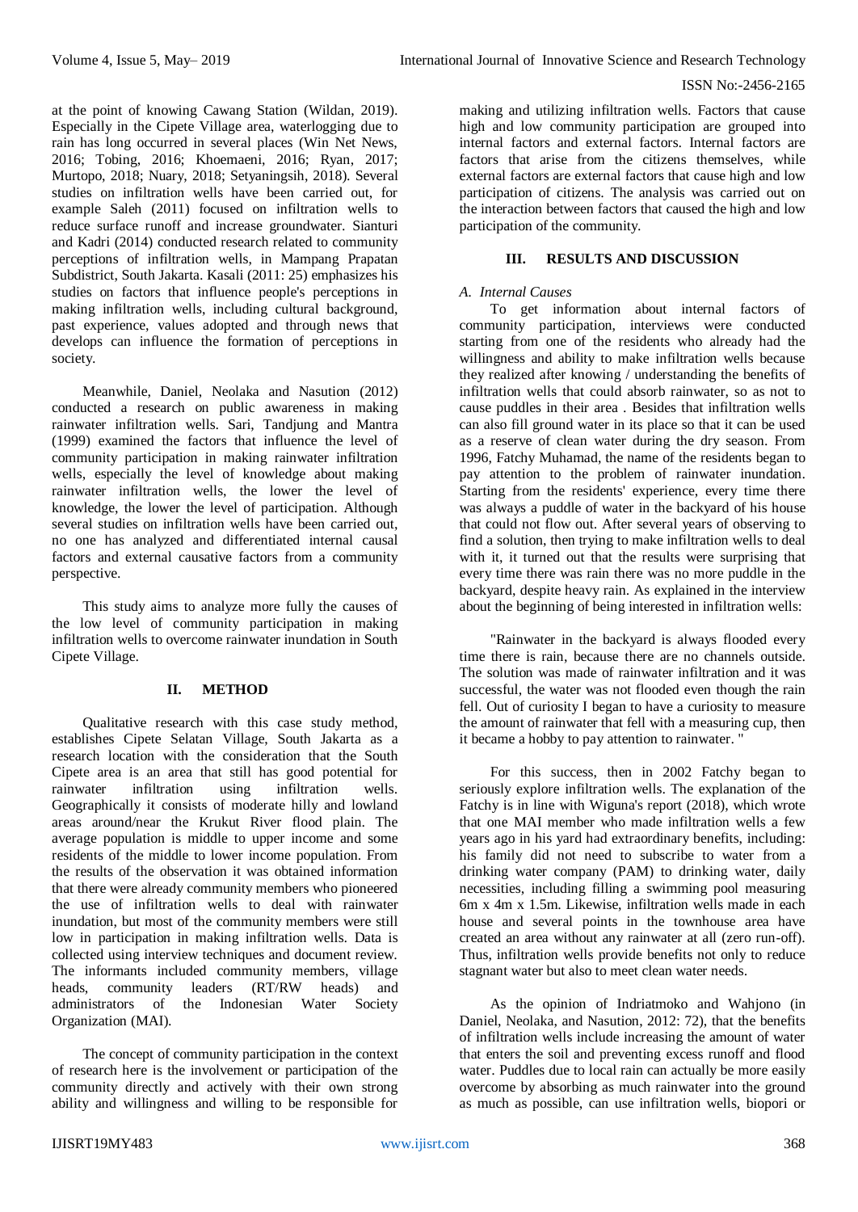at the point of knowing Cawang Station (Wildan, 2019). Especially in the Cipete Village area, waterlogging due to rain has long occurred in several places (Win Net News, 2016; Tobing, 2016; Khoemaeni, 2016; Ryan, 2017; Murtopo, 2018; Nuary, 2018; Setyaningsih, 2018). Several studies on infiltration wells have been carried out, for example Saleh (2011) focused on infiltration wells to reduce surface runoff and increase groundwater. Sianturi and Kadri (2014) conducted research related to community perceptions of infiltration wells, in Mampang Prapatan Subdistrict, South Jakarta. Kasali (2011: 25) emphasizes his studies on factors that influence people's perceptions in making infiltration wells, including cultural background, past experience, values adopted and through news that develops can influence the formation of perceptions in society.

Meanwhile, Daniel, Neolaka and Nasution (2012) conducted a research on public awareness in making rainwater infiltration wells. Sari, Tandjung and Mantra (1999) examined the factors that influence the level of community participation in making rainwater infiltration wells, especially the level of knowledge about making rainwater infiltration wells, the lower the level of knowledge, the lower the level of participation. Although several studies on infiltration wells have been carried out, no one has analyzed and differentiated internal causal factors and external causative factors from a community perspective.

This study aims to analyze more fully the causes of the low level of community participation in making infiltration wells to overcome rainwater inundation in South Cipete Village.

## II. METHOD

Qualitative research with this case study method, establishes Cipete Selatan Village, South Jakarta as a research location with the consideration that the South Cipete area is an area that still has good potential for rainwater infiltration using infiltration wells. Geographically it consists of moderate hilly and lowland areas around/near the Krukut River flood plain. The average population is middle to upper income and some residents of the middle to lower income population. From the results of the observation it was obtained information that there were already community members who pioneered the use of infiltration wells to deal with rainwater inundation, but most of the community members were still low in participation in making infiltration wells. Data is collected using interview techniques and document review. The informants included community members, village heads, community leaders (RT/RW heads) and administrators of the Indonesian Water Society Organization (MAI).

The concept of community participation in the context of research here is the involvement or participation of the community directly and actively with their own strong ability and willingness and willing to be responsible for making and utilizing infiltration wells. Factors that cause high and low community participation are grouped into internal factors and external factors. Internal factors are factors that arise from the citizens themselves, while external factors are external factors that cause high and low participation of citizens. The analysis was carried out on the interaction between factors that caused the high and low participation of the community.

## III. RESULTS AND DISCUSSION

### *A. Internal Causes*

To get information about internal factors of community participation, interviews were conducted starting from one of the residents who already had the willingness and ability to make infiltration wells because they realized after knowing / understanding the benefits of infiltration wells that could absorb rainwater, so as not to cause puddles in their area . Besides that infiltration wells can also fill ground water in its place so that it can be used as a reserve of clean water during the dry season. From 1996, Fatchy Muhamad, the name of the residents began to pay attention to the problem of rainwater inundation. Starting from the residents' experience, every time there was always a puddle of water in the backyard of his house that could not flow out. After several years of observing to find a solution, then trying to make infiltration wells to deal with it, it turned out that the results were surprising that every time there was rain there was no more puddle in the backyard, despite heavy rain. As explained in the interview about the beginning of being interested in infiltration wells:

"Rainwater in the backyard is always flooded every time there is rain, because there are no channels outside. The solution was made of rainwater infiltration and it was successful, the water was not flooded even though the rain fell. Out of curiosity I began to have a curiosity to measure the amount of rainwater that fell with a measuring cup, then it became a hobby to pay attention to rainwater. "

For this success, then in 2002 Fatchy began to seriously explore infiltration wells. The explanation of the Fatchy is in line with Wiguna's report (2018), which wrote that one MAI member who made infiltration wells a few years ago in his yard had extraordinary benefits, including: his family did not need to subscribe to water from a drinking water company (PAM) to drinking water, daily necessities, including filling a swimming pool measuring 6m x 4m x 1.5m. Likewise, infiltration wells made in each house and several points in the townhouse area have created an area without any rainwater at all (zero run-off). Thus, infiltration wells provide benefits not only to reduce stagnant water but also to meet clean water needs.

As the opinion of Indriatmoko and Wahjono (in Daniel, Neolaka, and Nasution, 2012: 72), that the benefits of infiltration wells include increasing the amount of water that enters the soil and preventing excess runoff and flood water. Puddles due to local rain can actually be more easily overcome by absorbing as much rainwater into the ground as much as possible, can use infiltration wells, biopori or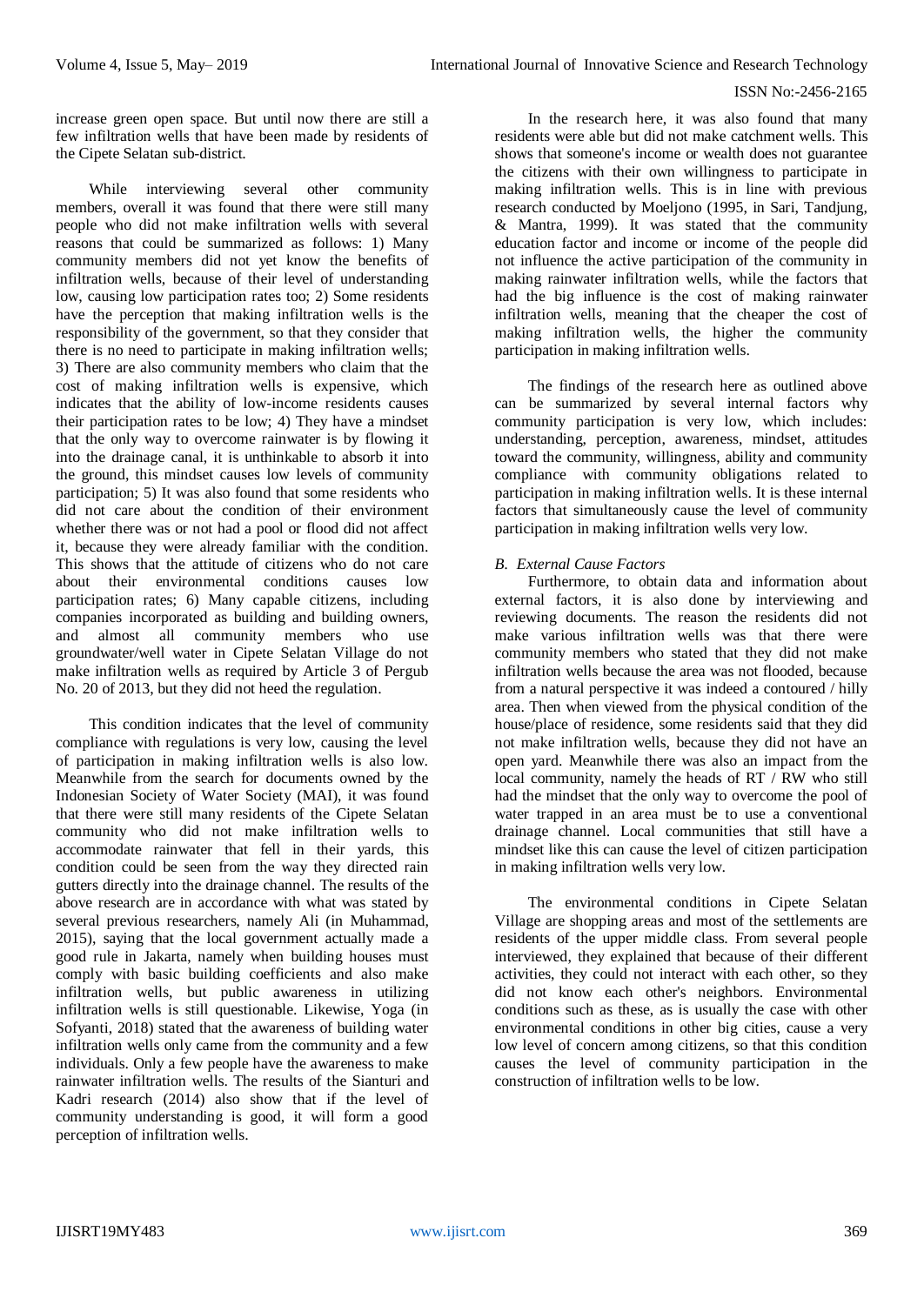increase green open space. But until now there are still a few infiltration wells that have been made by residents of the Cipete Selatan sub-district.

While interviewing several other community members, overall it was found that there were still many people who did not make infiltration wells with several reasons that could be summarized as follows: 1) Many community members did not yet know the benefits of infiltration wells, because of their level of understanding low, causing low participation rates too; 2) Some residents have the perception that making infiltration wells is the responsibility of the government, so that they consider that there is no need to participate in making infiltration wells; 3) There are also community members who claim that the cost of making infiltration wells is expensive, which indicates that the ability of low-income residents causes their participation rates to be low; 4) They have a mindset that the only way to overcome rainwater is by flowing it into the drainage canal, it is unthinkable to absorb it into the ground, this mindset causes low levels of community participation; 5) It was also found that some residents who did not care about the condition of their environment whether there was or not had a pool or flood did not affect it, because they were already familiar with the condition. This shows that the attitude of citizens who do not care about their environmental conditions causes low participation rates; 6) Many capable citizens, including companies incorporated as building and building owners, and almost all community members who use groundwater/well water in Cipete Selatan Village do not make infiltration wells as required by Article 3 of Pergub No. 20 of 2013, but they did not heed the regulation.

This condition indicates that the level of community compliance with regulations is very low, causing the level of participation in making infiltration wells is also low. Meanwhile from the search for documents owned by the Indonesian Society of Water Society (MAI), it was found that there were still many residents of the Cipete Selatan community who did not make infiltration wells to accommodate rainwater that fell in their yards, this condition could be seen from the way they directed rain gutters directly into the drainage channel. The results of the above research are in accordance with what was stated by several previous researchers, namely Ali (in Muhammad, 2015), saying that the local government actually made a good rule in Jakarta, namely when building houses must comply with basic building coefficients and also make infiltration wells, but public awareness in utilizing infiltration wells is still questionable. Likewise, Yoga (in Sofyanti, 2018) stated that the awareness of building water infiltration wells only came from the community and a few individuals. Only a few people have the awareness to make rainwater infiltration wells. The results of the Sianturi and Kadri research (2014) also show that if the level of community understanding is good, it will form a good perception of infiltration wells.

In the research here, it was also found that many residents were able but did not make catchment wells. This shows that someone's income or wealth does not guarantee the citizens with their own willingness to participate in making infiltration wells. This is in line with previous research conducted by Moeljono (1995, in Sari, Tandjung, & Mantra, 1999). It was stated that the community education factor and income or income of the people did not influence the active participation of the community in making rainwater infiltration wells, while the factors that had the big influence is the cost of making rainwater infiltration wells, meaning that the cheaper the cost of making infiltration wells, the higher the community participation in making infiltration wells.

The findings of the research here as outlined above can be summarized by several internal factors why community participation is very low, which includes: understanding, perception, awareness, mindset, attitudes toward the community, willingness, ability and community compliance with community obligations related to participation in making infiltration wells. It is these internal factors that simultaneously cause the level of community participation in making infiltration wells very low.

### *B. External Cause Factors*

Furthermore, to obtain data and information about external factors, it is also done by interviewing and reviewing documents. The reason the residents did not make various infiltration wells was that there were community members who stated that they did not make infiltration wells because the area was not flooded, because from a natural perspective it was indeed a contoured / hilly area. Then when viewed from the physical condition of the house/place of residence, some residents said that they did not make infiltration wells, because they did not have an open yard. Meanwhile there was also an impact from the local community, namely the heads of RT / RW who still had the mindset that the only way to overcome the pool of water trapped in an area must be to use a conventional drainage channel. Local communities that still have a mindset like this can cause the level of citizen participation in making infiltration wells very low.

The environmental conditions in Cipete Selatan Village are shopping areas and most of the settlements are residents of the upper middle class. From several people interviewed, they explained that because of their different activities, they could not interact with each other, so they did not know each other's neighbors. Environmental conditions such as these, as is usually the case with other environmental conditions in other big cities, cause a very low level of concern among citizens, so that this condition causes the level of community participation in the construction of infiltration wells to be low.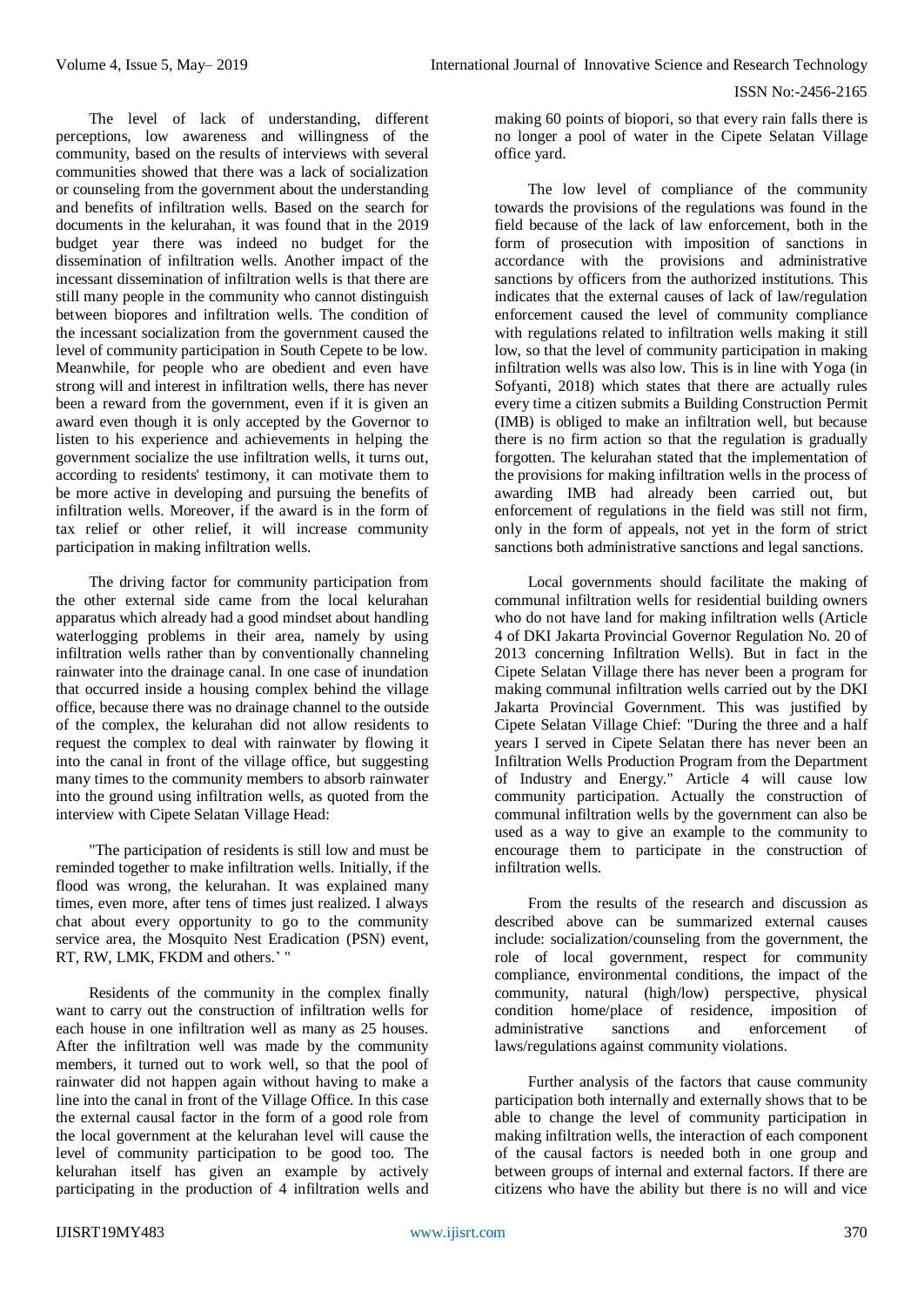The level of lack of understanding, different perceptions, low awareness and willingness of the community, based on the results of interviews with several communities showed that there was a lack of socialization or counseling from the government about the understanding and benefits of infiltration wells. Based on the search for documents in the kelurahan, it was found that in the 2019 budget year there was indeed no budget for the dissemination of infiltration wells. Another impact of the incessant dissemination of infiltration wells is that there are still many people in the community who cannot distinguish between biopores and infiltration wells. The condition of the incessant socialization from the government caused the level of community participation in South Cepete to be low. Meanwhile, for people who are obedient and even have strong will and interest in infiltration wells, there has never been a reward from the government, even if it is given an award even though it is only accepted by the Governor to listen to his experience and achievements in helping the government socialize the use infiltration wells, it turns out, according to residents' testimony, it can motivate them to be more active in developing and pursuing the benefits of infiltration wells. Moreover, if the award is in the form of tax relief or other relief, it will increase community participation in making infiltration wells.

The driving factor for community participation from the other external side came from the local kelurahan apparatus which already had a good mindset about handling waterlogging problems in their area, namely by using infiltration wells rather than by conventionally channeling rainwater into the drainage canal. In one case of inundation that occurred inside a housing complex behind the village office, because there was no drainage channel to the outside of the complex, the kelurahan did not allow residents to request the complex to deal with rainwater by flowing it into the canal in front of the village office, but suggesting many times to the community members to absorb rainwater into the ground using infiltration wells, as quoted from the interview with Cipete Selatan Village Head:

"The participation of residents is still low and must be reminded together to make infiltration wells. Initially, if the flood was wrong, the kelurahan. It was explained many times, even more, after tens of times just realized. I always chat about every opportunity to go to the community service area, the Mosquito Nest Eradication (PSN) event, RT, RW, LMK, FKDM and others.' "

Residents of the community in the complex finally want to carry out the construction of infiltration wells for each house in one infiltration well as many as 25 houses. After the infiltration well was made by the community members, it turned out to work well, so that the pool of rainwater did not happen again without having to make a line into the canal in front of the Village Office. In this case the external causal factor in the form of a good role from the local government at the kelurahan level will cause the level of community participation to be good too. The kelurahan itself has given an example by actively participating in the production of 4 infiltration wells and making 60 points of biopori, so that every rain falls there is no longer a pool of water in the Cipete Selatan Village office yard.

The low level of compliance of the community towards the provisions of the regulations was found in the field because of the lack of law enforcement, both in the form of prosecution with imposition of sanctions in accordance with the provisions and administrative sanctions by officers from the authorized institutions. This indicates that the external causes of lack of law/regulation enforcement caused the level of community compliance with regulations related to infiltration wells making it still low, so that the level of community participation in making infiltration wells was also low. This is in line with Yoga (in Sofyanti, 2018) which states that there are actually rules every time a citizen submits a Building Construction Permit (IMB) is obliged to make an infiltration well, but because there is no firm action so that the regulation is gradually forgotten. The kelurahan stated that the implementation of the provisions for making infiltration wells in the process of awarding IMB had already been carried out, but enforcement of regulations in the field was still not firm, only in the form of appeals, not yet in the form of strict sanctions both administrative sanctions and legal sanctions.

Local governments should facilitate the making of communal infiltration wells for residential building owners who do not have land for making infiltration wells (Article 4 of DKI Jakarta Provincial Governor Regulation No. 20 of 2013 concerning Infiltration Wells). But in fact in the Cipete Selatan Village there has never been a program for making communal infiltration wells carried out by the DKI Jakarta Provincial Government. This was justified by Cipete Selatan Village Chief: "During the three and a half years I served in Cipete Selatan there has never been an Infiltration Wells Production Program from the Department of Industry and Energy." Article 4 will cause low community participation. Actually the construction of communal infiltration wells by the government can also be used as a way to give an example to the community to encourage them to participate in the construction of infiltration wells.

From the results of the research and discussion as described above can be summarized external causes include: socialization/counseling from the government, the role of local government, respect for community compliance, environmental conditions, the impact of the community, natural (high/low) perspective, physical condition home/place of residence, imposition of administrative sanctions and enforcement of laws/regulations against community violations.

Further analysis of the factors that cause community participation both internally and externally shows that to be able to change the level of community participation in making infiltration wells, the interaction of each component of the causal factors is needed both in one group and between groups of internal and external factors. If there are citizens who have the ability but there is no will and vice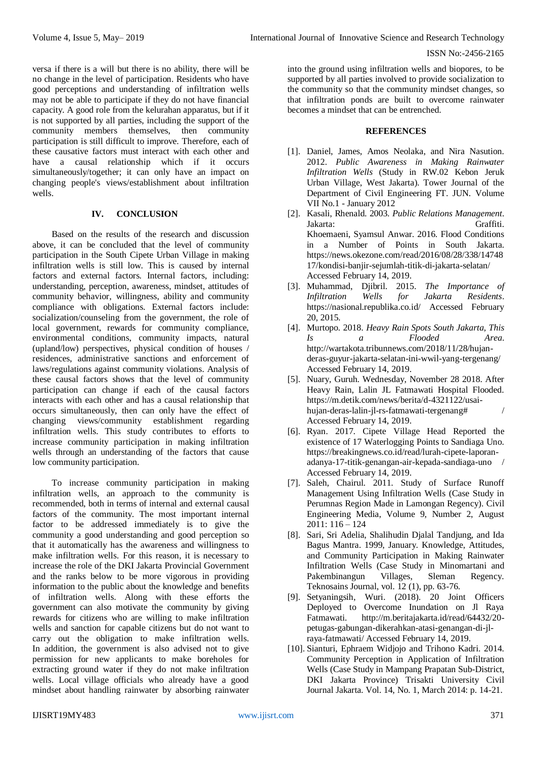versa if there is a will but there is no ability, there will be no change in the level of participation. Residents who have good perceptions and understanding of infiltration wells may not be able to participate if they do not have financial capacity. A good role from the kelurahan apparatus, but if it is not supported by all parties, including the support of the community members themselves, then community participation is still difficult to improve. Therefore, each of these causative factors must interact with each other and have a causal relationship which if it occurs simultaneously/together; it can only have an impact on changing people's views/establishment about infiltration wells.

## IV. CONCLUSION

Based on the results of the research and discussion above, it can be concluded that the level of community participation in the South Cipete Urban Village in making infiltration wells is still low. This is caused by internal factors and external factors. Internal factors, including: understanding, perception, awareness, mindset, attitudes of community behavior, willingness, ability and community compliance with obligations. External factors include: socialization/counseling from the government, the role of local government, rewards for community compliance, environmental conditions, community impacts, natural (upland/low) perspectives, physical condition of houses / residences, administrative sanctions and enforcement of laws/regulations against community violations. Analysis of these causal factors shows that the level of community participation can change if each of the causal factors interacts with each other and has a causal relationship that occurs simultaneously, then can only have the effect of changing views/community establishment regarding infiltration wells. This study contributes to efforts to increase community participation in making infiltration wells through an understanding of the factors that cause low community participation.

To increase community participation in making infiltration wells, an approach to the community is recommended, both in terms of internal and external causal factors of the community. The most important internal factor to be addressed immediately is to give the community a good understanding and good perception so that it automatically has the awareness and willingness to make infiltration wells. For this reason, it is necessary to increase the role of the DKI Jakarta Provincial Government and the ranks below to be more vigorous in providing information to the public about the knowledge and benefits of infiltration wells. Along with these efforts the government can also motivate the community by giving rewards for citizens who are willing to make infiltration wells and sanction for capable citizens but do not want to carry out the obligation to make infiltration wells. In addition, the government is also advised not to give permission for new applicants to make boreholes for extracting ground water if they do not make infiltration wells. Local village officials who already have a good mindset about handling rainwater by absorbing rainwater into the ground using infiltration wells and biopores, to be supported by all parties involved to provide socialization to the community so that the community mindset changes, so that infiltration ponds are built to overcome rainwater becomes a mindset that can be entrenched.

## REFERENCES

[1]. Daniel, James, Amos Neolaka, and Nira Nasution. 2012. *Public Awareness in Making Rainwater Infiltration Wells* (Study in RW.02 Kebon Jeruk Urban Village, West Jakarta). Tower Journal of the Department of Civil Engineering FT. JUN. Volume VII No.1 - January 2012

[2]. Kasali, Rhenald. 2003. *Public Relations Management*. Jakarta: Graffiti. Khoemaeni, Syamsul Anwar. 2016. Flood Conditions in a Number of Points in South Jakarta. https://news.okezone.com/read/2016/08/28/338/1474817/kondisi-banjir-sejumlah-titik-di-jakarta-selatan/ Accessed February 14, 2019.

[3]. Muhammad, Djibril. 2015. *The Importance of Infiltration Wells for Jakarta Residents*. https://nasional.republika.co.id/ Accessed February 20, 2015.

[4]. Murtopo. 2018. *Heavy Rain Spots South Jakarta, This Is a Flooded Area*. http://wartakota.tribunnews.com/2018/11/28/hujan-deras-guyur-jakarta-selatan-ini-wwil-yang-tergenang/ Accessed February 14, 2019.

[5]. Nuary, Guruh. Wednesday, November 28 2018. After Heavy Rain, Lalin JL Fatmawati Hospital Flooded. https://m.detik.com/news/berita/d-4321122/usai-hujan-deras-lalin-jl-rs-fatmawati-tergenang# / Accessed February 14, 2019.

[6]. Ryan. 2017. Cipete Village Head Reported the existence of 17 Waterlogging Points to Sandiaga Uno. https://breakingnews.co.id/read/lurah-cipete-laporan-adanya-17-titik-genangan-air-kepada-sandiaga-uno / Accessed February 14, 2019.

[7]. Saleh, Chairul. 2011. Study of Surface Runoff Management Using Infiltration Wells (Case Study in Perumnas Region Made in Lamongan Regency). Civil Engineering Media, Volume 9, Number 2, August 2011: 116 – 124

[8]. Sari, Sri Adelia, Shalihudin Djalal Tandjung, and Ida Bagus Mantra. 1999, January. Knowledge, Attitudes, and Community Participation in Making Rainwater Infiltration Wells (Case Study in Minomartani and Pakembinangun Villages, Sleman Regency. Teknosains Journal, vol. 12 (1), pp. 63-76.

[9]. Setyaningsih, Wuri. (2018). 20 Joint Officers Deployed to Overcome Inundation on Jl Raya Fatmawati. http://m.beritajakarta.id/read/64432/20-petugas-gabungan-dikerahkan-atasi-genangan-di-jl-raya-fatmawati/ Accessed February 14, 2019.

[10]. Sianturi, Ephraem Widjojo and Trihono Kadri. 2014. Community Perception in Application of Infiltration Wells (Case Study in Mampang Prapatan Sub-District, DKI Jakarta Province) Trisakti University Civil Journal Jakarta. Vol. 14, No. 1, March 2014: p. 14-21.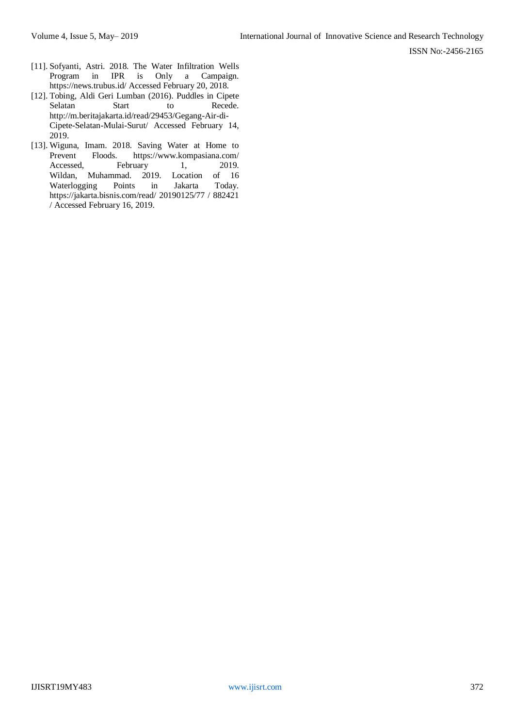[11]. Sofyanti, Astri. 2018. The Water Infiltration Wells Program in IPR is Only a Campaign. https://news.trubus.id/ Accessed February 20, 2018.

[12]. Tobing, Aldi Geri Lumban (2016). Puddles in Cipete Selatan Start to Recede. http://m.beritajakarta.id/read/29453/Gegang-Air-di-Cipete-Selatan-Mulai-Surut/ Accessed February 14, 2019.

[13]. Wiguna, Imam. 2018. Saving Water at Home to Prevent Floods. https://www.kompasiana.com/ Accessed, February 1, 2019. Wildan, Muhammad. 2019. Location of 16 Waterlogging Points in Jakarta Today. https://jakarta.bisnis.com/read/ 20190125/77 / 882421 / Accessed February 16, 2019.